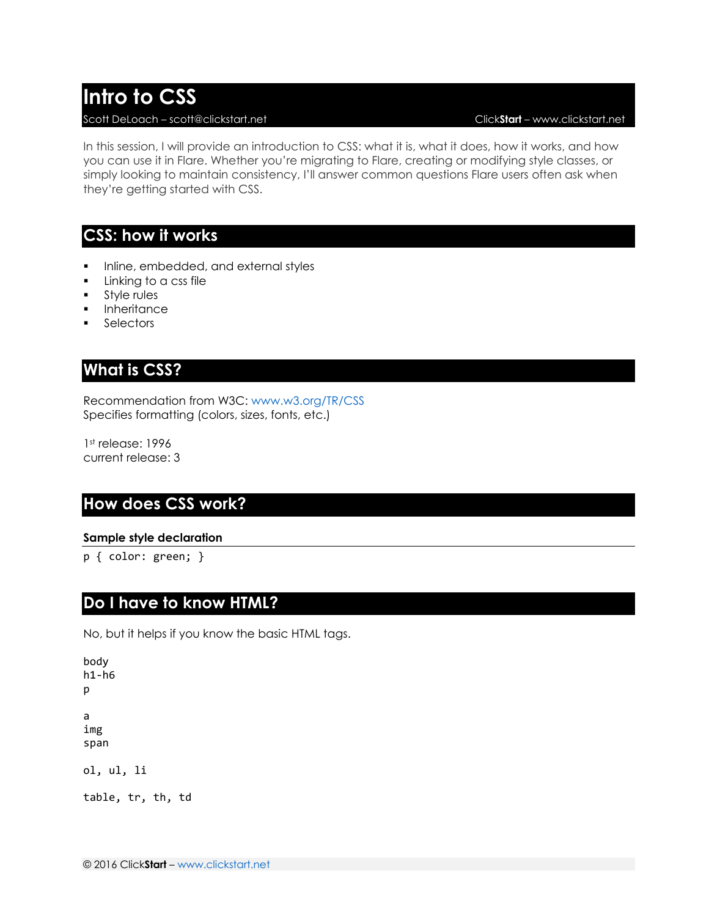# Intro to CSS

Scott DeLoach – scott@clickstart.net ClickStart – www.clickstart.net

In this session, I will provide an introduction to CSS: what it is, what it does, how it works, and how you can use it in Flare. Whether you're migrating to Flare, creating or modifying style classes, or simply looking to maintain consistency, I'll answer common questions Flare users often ask when they're getting started with CSS.

## CSS: how it works

- Inline, embedded, and external styles
- Linking to a css file
- Style rules
- Inheritance
- Selectors

## What is CSS?

Recommendation from W3C: www.w3.org/TR/CSS
Specifies formatting (colors, sizes, fonts, etc.)

1st release: 1996
current release: 3

## How does CSS work?

### Sample style declaration

```
p { color: green; }
```

## Do I have to know HTML?

No, but it helps if you know the basic HTML tags.

```
body
h1-h6
p

a
img
span

ol, ul, li

table, tr, th, td
```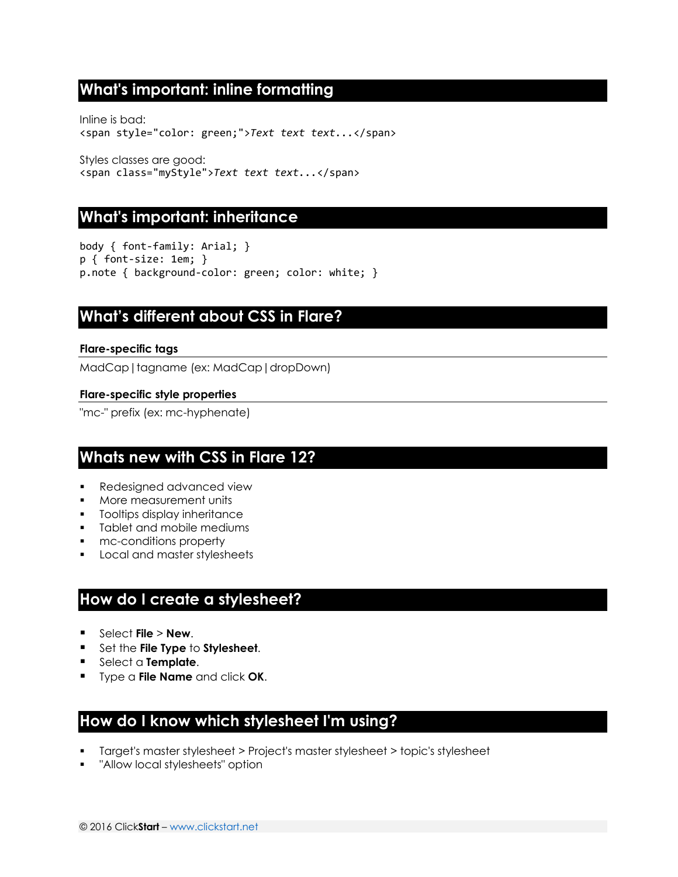## What's important: inline formatting

Inline is bad:

```
<span style="color: green;">Text text text...</span>
```

Styles classes are good:

```
<span class="myStyle">Text text text...</span>
```

## What's important: inheritance

```
body { font-family: Arial; }
p { font-size: 1em; }
p.note { background-color: green; color: white; }
```

## What's different about CSS in Flare?

#### Flare-specific tags

MadCap|tagname (ex: MadCap|dropDown)

#### Flare-specific style properties

"mc-" prefix (ex: mc-hyphenate)

## Whats new with CSS in Flare 12?

- Redesigned advanced view
- More measurement units
- Tooltips display inheritance
- Tablet and mobile mediums
- mc-conditions property
- Local and master stylesheets

## How do I create a stylesheet?

- Select **File** > **New**.
- Set the **File Type** to **Stylesheet**.
- Select a **Template**.
- Type a **File Name** and click **OK**.

## How do I know which stylesheet I'm using?

- Target's master stylesheet > Project's master stylesheet > topic's stylesheet
- "Allow local stylesheets" option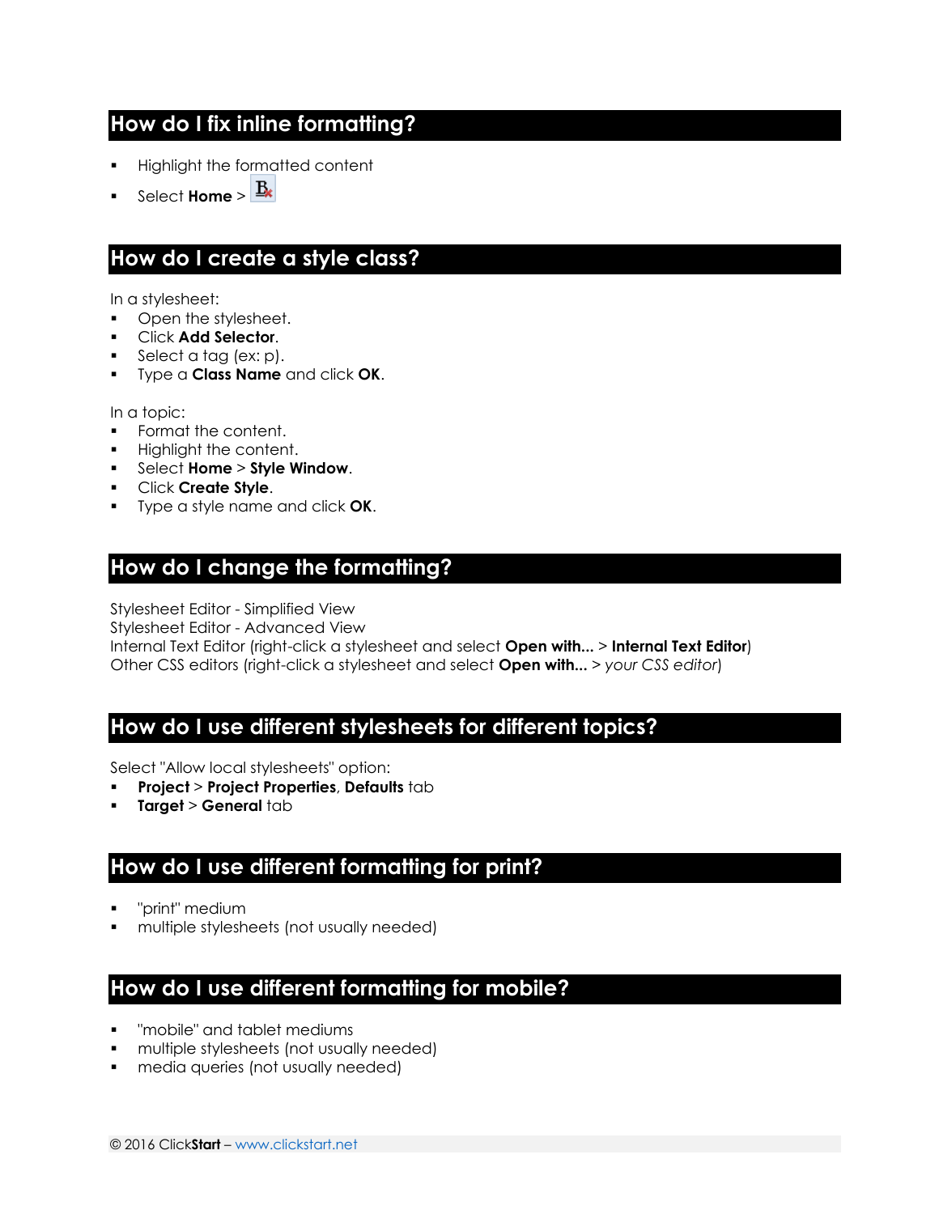## How do I fix inline formatting?

- Highlight the formatted content
- Select **Home** >

## How do I create a style class?

In a stylesheet:

- Open the stylesheet.
- Click **Add Selector**.
- Select a tag (ex: p).
- Type a **Class Name** and click **OK**.

In a topic:

- Format the content.
- Highlight the content.
- Select **Home** > **Style Window**.
- Click **Create Style**.
- Type a style name and click **OK**.

## How do I change the formatting?

Stylesheet Editor - Simplified View
Stylesheet Editor - Advanced View
Internal Text Editor (right-click a stylesheet and select **Open with...** > **Internal Text Editor**)
Other CSS editors (right-click a stylesheet and select **Open with...** > *your CSS editor*)

## How do I use different stylesheets for different topics?

Select "Allow local stylesheets" option:

- **Project** > **Project Properties**, **Defaults** tab
- **Target** > **General** tab

## How do I use different formatting for print?

- "print" medium
- multiple stylesheets (not usually needed)

## How do I use different formatting for mobile?

- "mobile" and tablet mediums
- multiple stylesheets (not usually needed)
- media queries (not usually needed)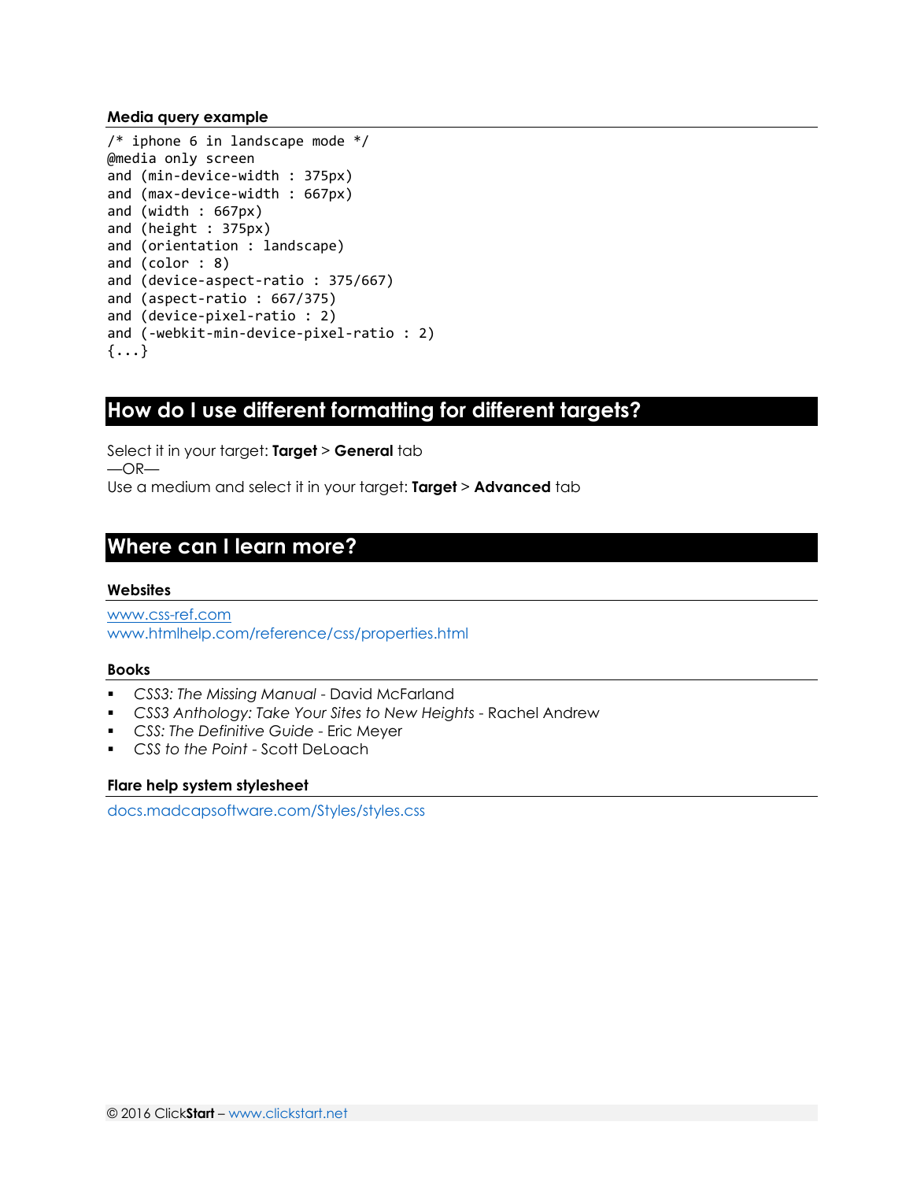### Media query example

```
/* iphone 6 in landscape mode */
@media only screen
and (min-device-width : 375px)
and (max-device-width : 667px)
and (width : 667px)
and (height : 375px)
and (orientation : landscape)
and (color : 8)
and (device-aspect-ratio : 375/667)
and (aspect-ratio : 667/375)
and (device-pixel-ratio : 2)
and (-webkit-min-device-pixel-ratio : 2)
{...}
```

## How do I use different formatting for different targets?

Select it in your target: **Target** > **General** tab
—OR—
Use a medium and select it in your target: **Target** > **Advanced** tab

## Where can I learn more?

### Websites

www.css-ref.com
www.htmlhelp.com/reference/css/properties.html

### Books

- *CSS3: The Missing Manual* - David McFarland
- *CSS3 Anthology: Take Your Sites to New Heights* - Rachel Andrew
- *CSS: The Definitive Guide* - Eric Meyer
- *CSS to the Point* - Scott DeLoach

### Flare help system stylesheet

docs.madcapsoftware.com/Styles/styles.css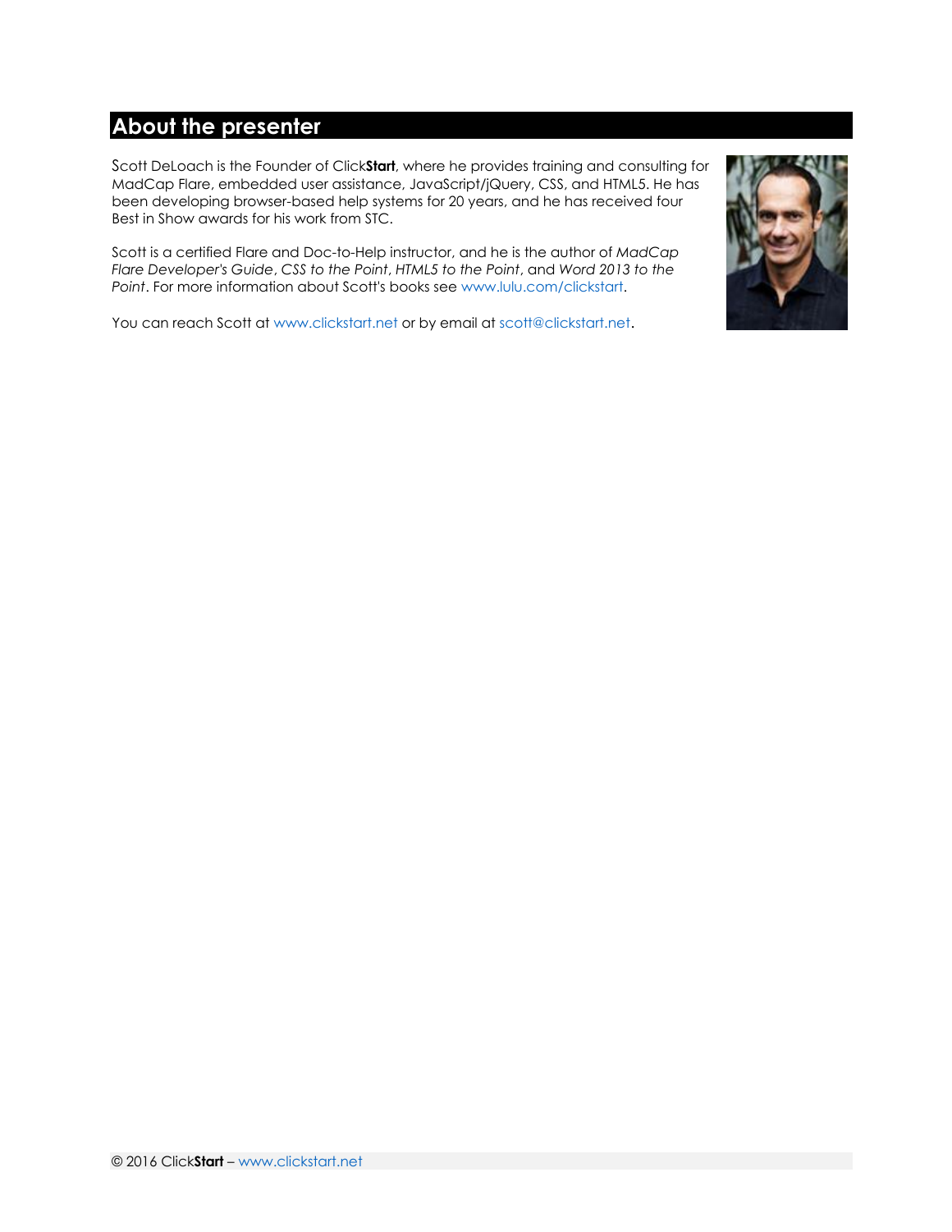# About the presenter

Scott DeLoach is the Founder of Click**Start**, where he provides training and consulting for MadCap Flare, embedded user assistance, JavaScript/jQuery, CSS, and HTML5. He has been developing browser-based help systems for 20 years, and he has received four Best in Show awards for his work from STC.

Scott is a certified Flare and Doc-to-Help instructor, and he is the author of *MadCap Flare Developer's Guide*, *CSS to the Point*, *HTML5 to the Point*, and *Word 2013 to the Point*. For more information about Scott's books see www.lulu.com/clickstart.

You can reach Scott at www.clickstart.net or by email at scott@clickstart.net.